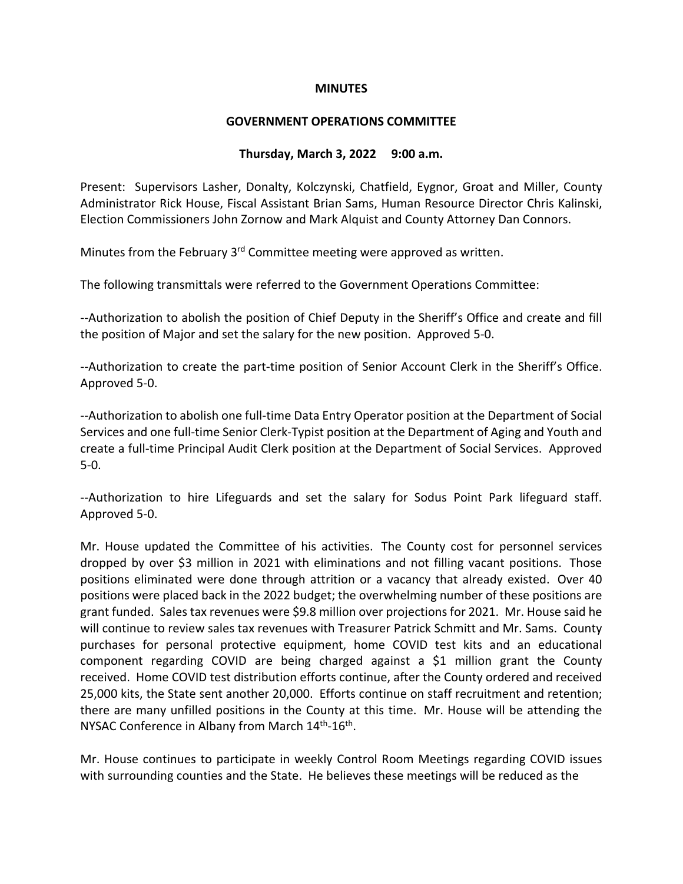**MINUTES**

**GOVERNMENT OPERATIONS COMMITTEE**

**Thursday, March 3, 2022 9:00 a.m.**

Present: Supervisors Lasher, Donalty, Kolczynski, Chatfield, Eygnor, Groat and Miller, County Administrator Rick House, Fiscal Assistant Brian Sams, Human Resource Director Chris Kalinski, Election Commissioners John Zornow and Mark Alquist and County Attorney Dan Connors.

Minutes from the February 3rd Committee meeting were approved as written.

The following transmittals were referred to the Government Operations Committee:

--Authorization to abolish the position of Chief Deputy in the Sheriff's Office and create and fill the position of Major and set the salary for the new position. Approved 5-0.

--Authorization to create the part-time position of Senior Account Clerk in the Sheriff's Office. Approved 5-0.

--Authorization to abolish one full-time Data Entry Operator position at the Department of Social Services and one full-time Senior Clerk-Typist position at the Department of Aging and Youth and create a full-time Principal Audit Clerk position at the Department of Social Services. Approved 5-0.

--Authorization to hire Lifeguards and set the salary for Sodus Point Park lifeguard staff. Approved 5-0.

Mr. House updated the Committee of his activities. The County cost for personnel services dropped by over $3 million in 2021 with eliminations and not filling vacant positions. Those positions eliminated were done through attrition or a vacancy that already existed. Over 40 positions were placed back in the 2022 budget; the overwhelming number of these positions are grant funded. Sales tax revenues were $9.8 million over projections for 2021. Mr. House said he will continue to review sales tax revenues with Treasurer Patrick Schmitt and Mr. Sams. County purchases for personal protective equipment, home COVID test kits and an educational component regarding COVID are being charged against a $1 million grant the County received. Home COVID test distribution efforts continue, after the County ordered and received 25,000 kits, the State sent another 20,000. Efforts continue on staff recruitment and retention; there are many unfilled positions in the County at this time. Mr. House will be attending the NYSAC Conference in Albany from March 14th-16th.

Mr. House continues to participate in weekly Control Room Meetings regarding COVID issues with surrounding counties and the State. He believes these meetings will be reduced as the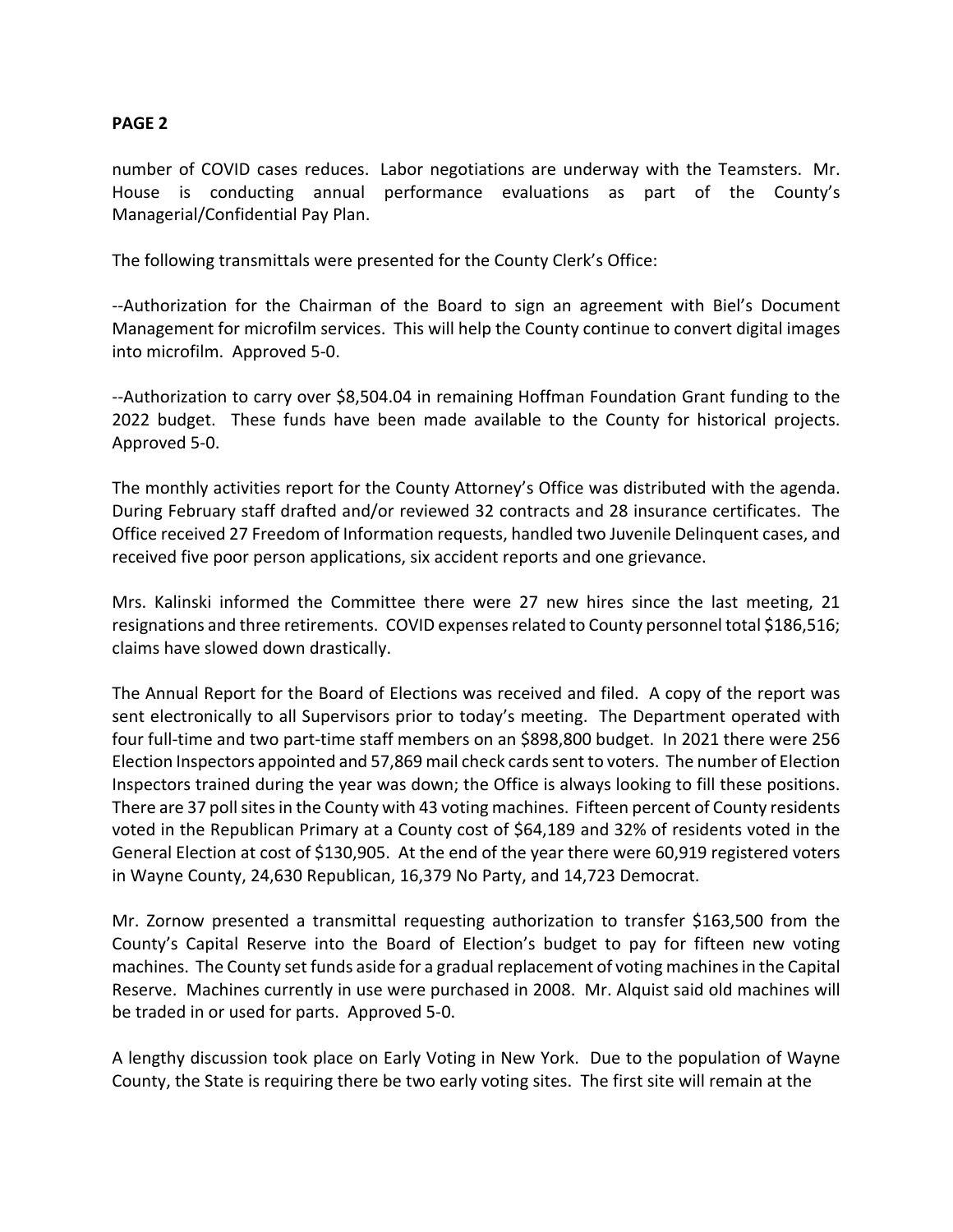number of COVID cases reduces. Labor negotiations are underway with the Teamsters. Mr. House is conducting annual performance evaluations as part of the County's Managerial/Confidential Pay Plan.

The following transmittals were presented for the County Clerk's Office:

--Authorization for the Chairman of the Board to sign an agreement with Biel's Document Management for microfilm services. This will help the County continue to convert digital images into microfilm. Approved 5-0.

--Authorization to carry over $8,504.04 in remaining Hoffman Foundation Grant funding to the 2022 budget. These funds have been made available to the County for historical projects. Approved 5-0.

The monthly activities report for the County Attorney's Office was distributed with the agenda. During February staff drafted and/or reviewed 32 contracts and 28 insurance certificates. The Office received 27 Freedom of Information requests, handled two Juvenile Delinquent cases, and received five poor person applications, six accident reports and one grievance.

Mrs. Kalinski informed the Committee there were 27 new hires since the last meeting, 21 resignations and three retirements. COVID expenses related to County personnel total $186,516; claims have slowed down drastically.

The Annual Report for the Board of Elections was received and filed. A copy of the report was sent electronically to all Supervisors prior to today's meeting. The Department operated with four full-time and two part-time staff members on an $898,800 budget. In 2021 there were 256 Election Inspectors appointed and 57,869 mail check cards sent to voters. The number of Election Inspectors trained during the year was down; the Office is always looking to fill these positions. There are 37 poll sites in the County with 43 voting machines. Fifteen percent of County residents voted in the Republican Primary at a County cost of $64,189 and 32% of residents voted in the General Election at cost of $130,905. At the end of the year there were 60,919 registered voters in Wayne County, 24,630 Republican, 16,379 No Party, and 14,723 Democrat.

Mr. Zornow presented a transmittal requesting authorization to transfer $163,500 from the County's Capital Reserve into the Board of Election's budget to pay for fifteen new voting machines. The County set funds aside for a gradual replacement of voting machines in the Capital Reserve. Machines currently in use were purchased in 2008. Mr. Alquist said old machines will be traded in or used for parts. Approved 5-0.

A lengthy discussion took place on Early Voting in New York. Due to the population of Wayne County, the State is requiring there be two early voting sites. The first site will remain at the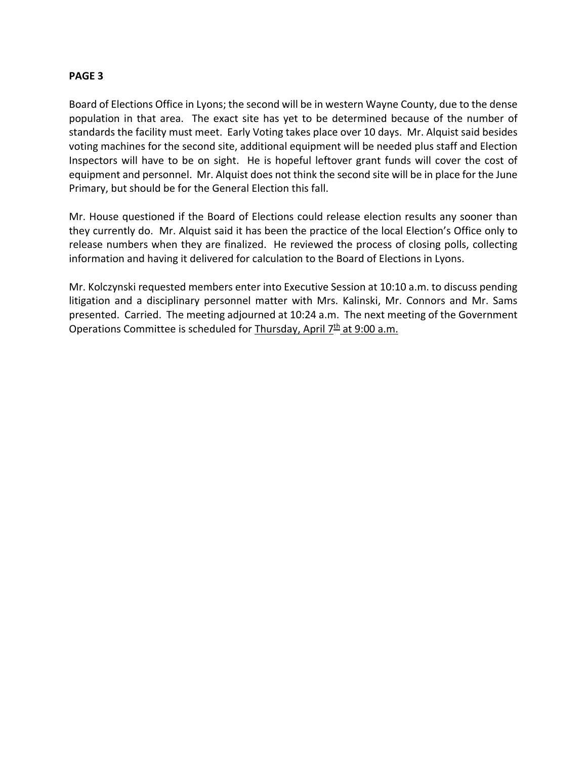**PAGE 3**

Board of Elections Office in Lyons; the second will be in western Wayne County, due to the dense population in that area. The exact site has yet to be determined because of the number of standards the facility must meet. Early Voting takes place over 10 days. Mr. Alquist said besides voting machines for the second site, additional equipment will be needed plus staff and Election Inspectors will have to be on sight. He is hopeful leftover grant funds will cover the cost of equipment and personnel. Mr. Alquist does not think the second site will be in place for the June Primary, but should be for the General Election this fall.

Mr. House questioned if the Board of Elections could release election results any sooner than they currently do. Mr. Alquist said it has been the practice of the local Election's Office only to release numbers when they are finalized. He reviewed the process of closing polls, collecting information and having it delivered for calculation to the Board of Elections in Lyons.

Mr. Kolczynski requested members enter into Executive Session at 10:10 a.m. to discuss pending litigation and a disciplinary personnel matter with Mrs. Kalinski, Mr. Connors and Mr. Sams presented. Carried. The meeting adjourned at 10:24 a.m. The next meeting of the Government Operations Committee is scheduled for <u>Thursday, April 7th at 9:00 a.m.</u>